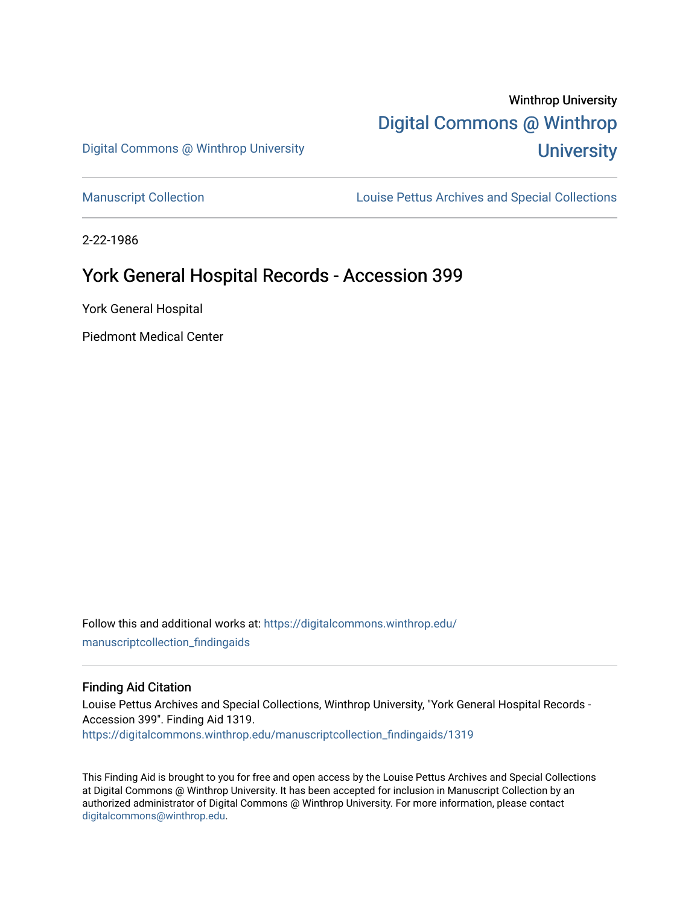Winthrop University

Digital Commons @ Winthrop University

Digital Commons @ Winthrop University

Manuscript Collection

Louise Pettus Archives and Special Collections

2-22-1986

# York General Hospital Records - Accession 399

York General Hospital

Piedmont Medical Center

Follow this and additional works at: https://digitalcommons.winthrop.edu/manuscriptcollection_findingaids

### Finding Aid Citation

Louise Pettus Archives and Special Collections, Winthrop University, "York General Hospital Records - Accession 399". Finding Aid 1319.
https://digitalcommons.winthrop.edu/manuscriptcollection_findingaids/1319

This Finding Aid is brought to you for free and open access by the Louise Pettus Archives and Special Collections at Digital Commons @ Winthrop University. It has been accepted for inclusion in Manuscript Collection by an authorized administrator of Digital Commons @ Winthrop University. For more information, please contact digitalcommons@winthrop.edu.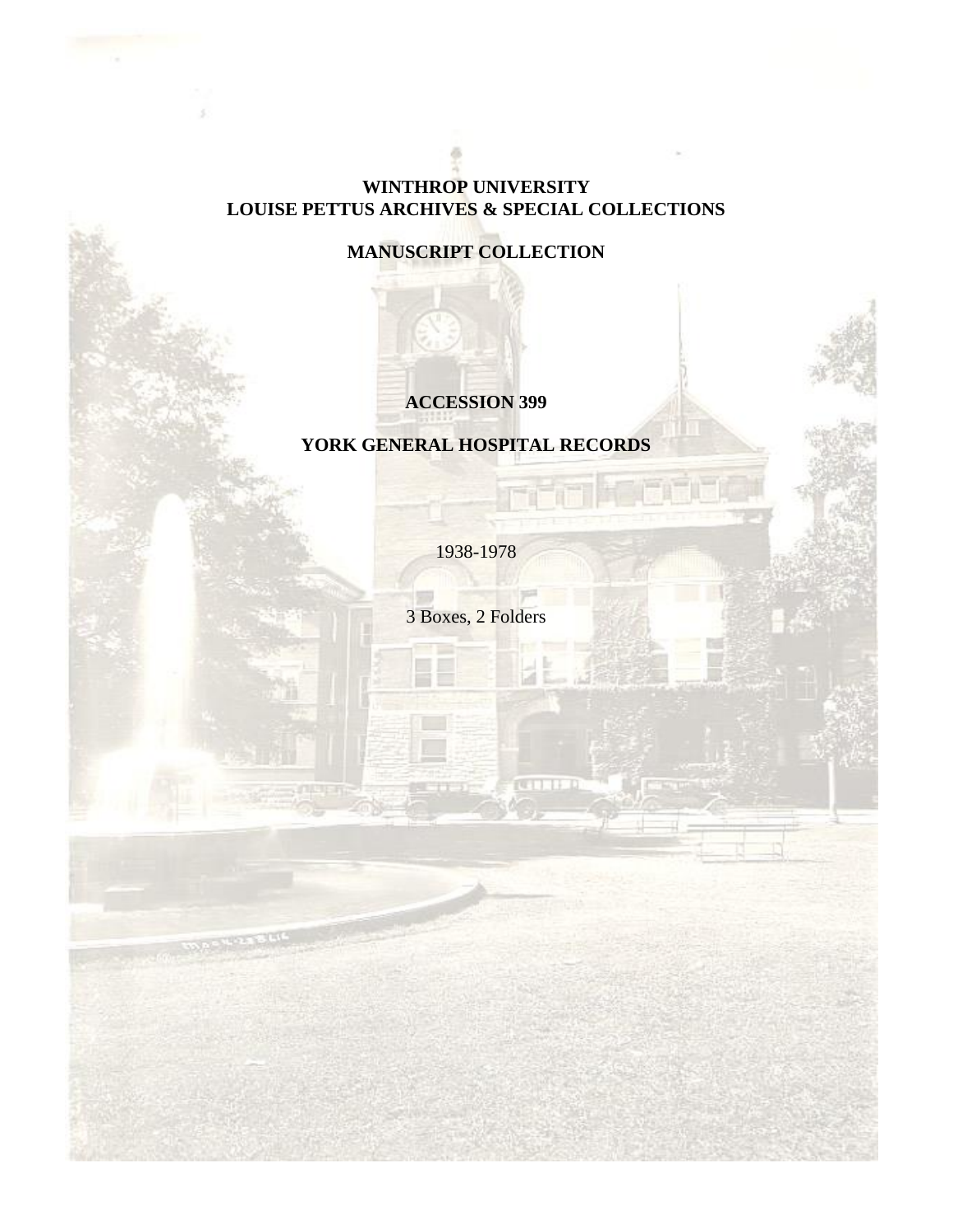**WINTHROP UNIVERSITY**
**LOUISE PETTUS ARCHIVES & SPECIAL COLLECTIONS**

**MANUSCRIPT COLLECTION**

**ACCESSION 399**

**YORK GENERAL HOSPITAL RECORDS**

1938-1978

3 Boxes, 2 Folders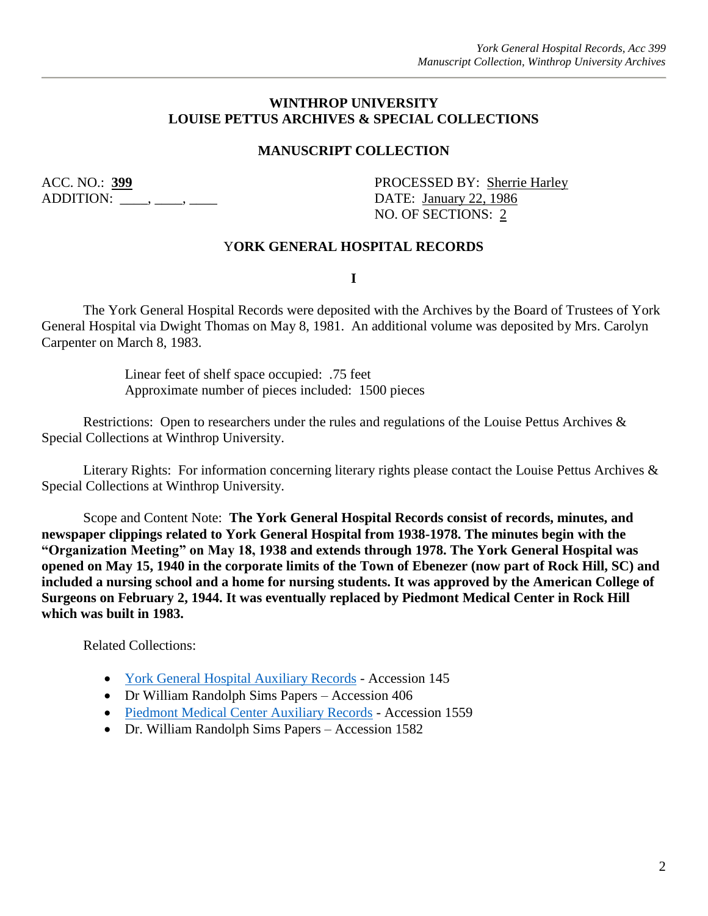**WINTHROP UNIVERSITY**
**LOUISE PETTUS ARCHIVES & SPECIAL COLLECTIONS**

**MANUSCRIPT COLLECTION**

ACC. NO.: **399**
ADDITION: ____, ____, ____

PROCESSED BY: Sherrie Harley
DATE: January 22, 1986
NO. OF SECTIONS: 2

## YORK GENERAL HOSPITAL RECORDS

**I**

The York General Hospital Records were deposited with the Archives by the Board of Trustees of York General Hospital via Dwight Thomas on May 8, 1981. An additional volume was deposited by Mrs. Carolyn Carpenter on March 8, 1983.

Linear feet of shelf space occupied: .75 feet
Approximate number of pieces included: 1500 pieces

Restrictions: Open to researchers under the rules and regulations of the Louise Pettus Archives & Special Collections at Winthrop University.

Literary Rights: For information concerning literary rights please contact the Louise Pettus Archives & Special Collections at Winthrop University.

Scope and Content Note: **The York General Hospital Records consist of records, minutes, and newspaper clippings related to York General Hospital from 1938-1978. The minutes begin with the "Organization Meeting" on May 18, 1938 and extends through 1978. The York General Hospital was opened on May 15, 1940 in the corporate limits of the Town of Ebenezer (now part of Rock Hill, SC) and included a nursing school and a home for nursing students. It was approved by the American College of Surgeons on February 2, 1944. It was eventually replaced by Piedmont Medical Center in Rock Hill which was built in 1983.**

Related Collections:

- York General Hospital Auxiliary Records - Accession 145
- Dr William Randolph Sims Papers – Accession 406
- Piedmont Medical Center Auxiliary Records - Accession 1559
- Dr. William Randolph Sims Papers – Accession 1582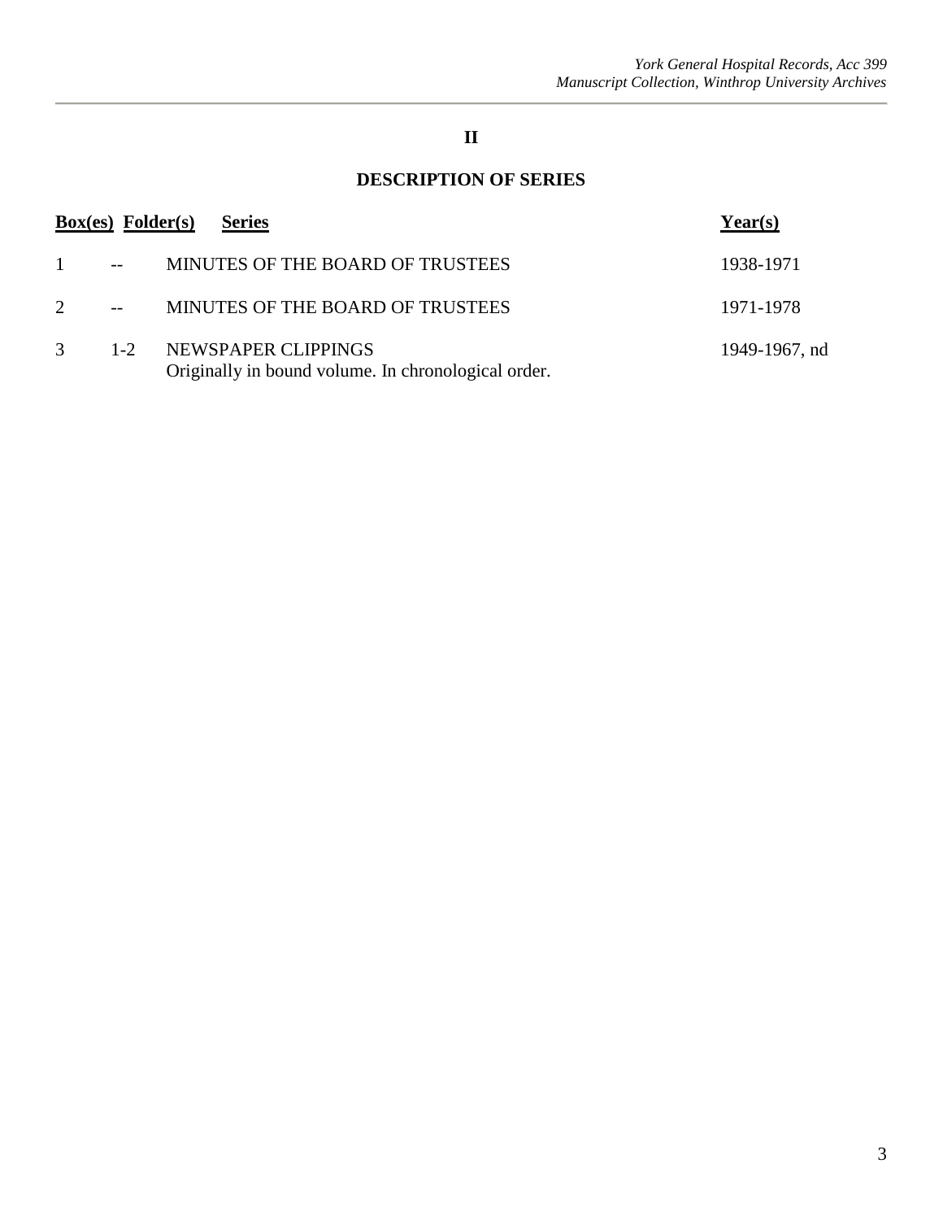## II

## DESCRIPTION OF SERIES

| Box(es) | Folder(s) | Series | Year(s) |
|---|---|---|---|
| 1 | -- | MINUTES OF THE BOARD OF TRUSTEES | 1938-1971 |
| 2 | -- | MINUTES OF THE BOARD OF TRUSTEES | 1971-1978 |
| 3 | 1-2 | NEWSPAPER CLIPPINGS<br>Originally in bound volume. In chronological order. | 1949-1967, nd |